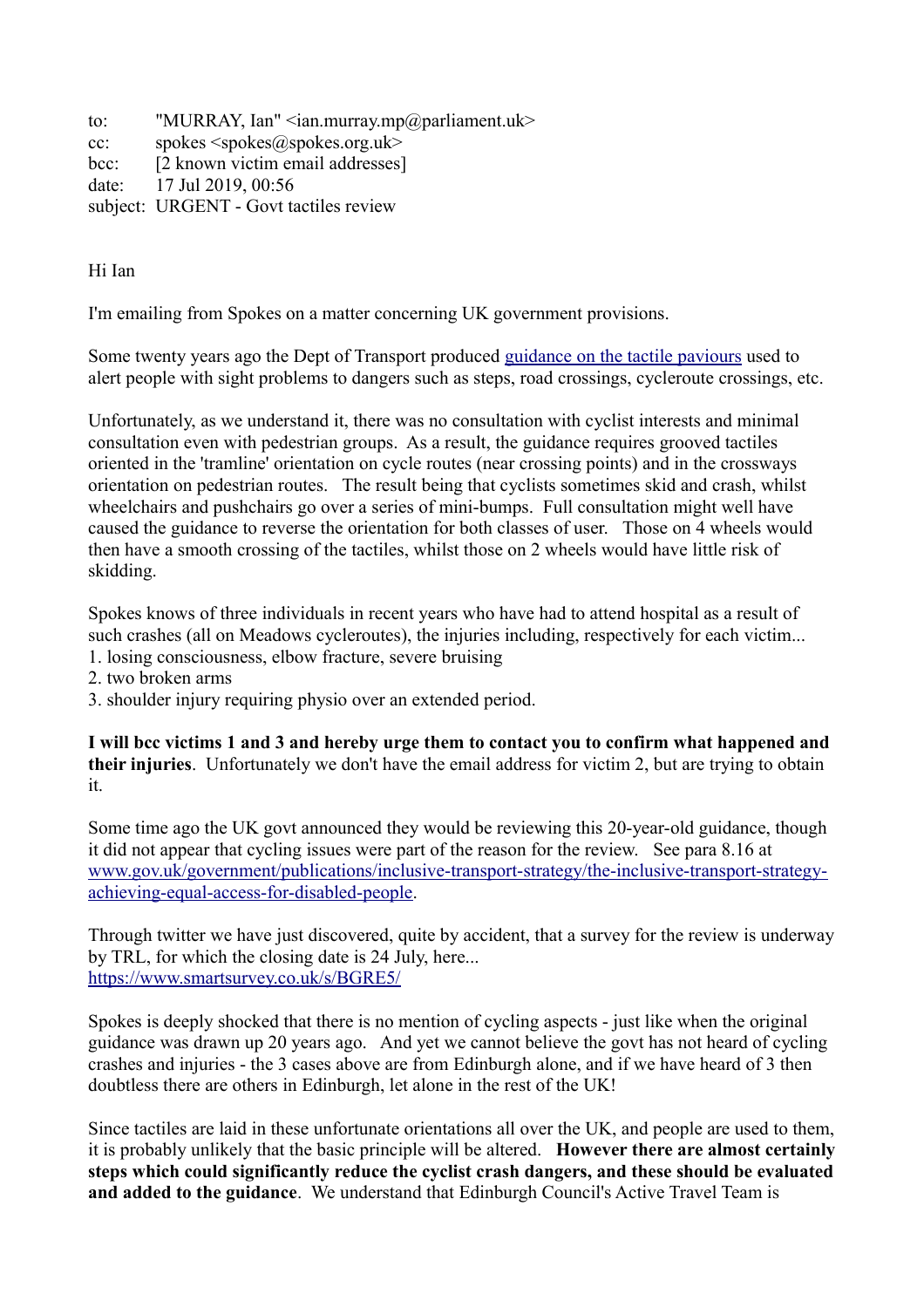to: "MURRAY, Ian" <ian.murray.mp@parliament.uk>
cc: spokes <spokes@spokes.org.uk>
bcc: [2 known victim email addresses]
date: 17 Jul 2019, 00:56
subject: URGENT - Govt tactiles review

Hi Ian

I'm emailing from Spokes on a matter concerning UK government provisions.

Some twenty years ago the Dept of Transport produced [guidance on the tactile paviours]() used to alert people with sight problems to dangers such as steps, road crossings, cycleroute crossings, etc.

Unfortunately, as we understand it, there was no consultation with cyclist interests and minimal consultation even with pedestrian groups. As a result, the guidance requires grooved tactiles oriented in the 'tramline' orientation on cycle routes (near crossing points) and in the crossways orientation on pedestrian routes. The result being that cyclists sometimes skid and crash, whilst wheelchairs and pushchairs go over a series of mini-bumps. Full consultation might well have caused the guidance to reverse the orientation for both classes of user. Those on 4 wheels would then have a smooth crossing of the tactiles, whilst those on 2 wheels would have little risk of skidding.

Spokes knows of three individuals in recent years who have had to attend hospital as a result of such crashes (all on Meadows cycleroutes), the injuries including, respectively for each victim...
1. losing consciousness, elbow fracture, severe bruising
2. two broken arms
3. shoulder injury requiring physio over an extended period.

**I will bcc victims 1 and 3 and hereby urge them to contact you to confirm what happened and their injuries**. Unfortunately we don't have the email address for victim 2, but are trying to obtain it.

Some time ago the UK govt announced they would be reviewing this 20-year-old guidance, though it did not appear that cycling issues were part of the reason for the review. See para 8.16 at [www.gov.uk/government/publications/inclusive-transport-strategy/the-inclusive-transport-strategy-achieving-equal-access-for-disabled-people](www.gov.uk/government/publications/inclusive-transport-strategy/the-inclusive-transport-strategy-achieving-equal-access-for-disabled-people).

Through twitter we have just discovered, quite by accident, that a survey for the review is underway by TRL, for which the closing date is 24 July, here...
[https://www.smartsurvey.co.uk/s/BGRE5/](https://www.smartsurvey.co.uk/s/BGRE5/)

Spokes is deeply shocked that there is no mention of cycling aspects - just like when the original guidance was drawn up 20 years ago. And yet we cannot believe the govt has not heard of cycling crashes and injuries - the 3 cases above are from Edinburgh alone, and if we have heard of 3 then doubtless there are others in Edinburgh, let alone in the rest of the UK!

Since tactiles are laid in these unfortunate orientations all over the UK, and people are used to them, it is probably unlikely that the basic principle will be altered. **However there are almost certainly steps which could significantly reduce the cyclist crash dangers, and these should be evaluated and added to the guidance**. We understand that Edinburgh Council's Active Travel Team is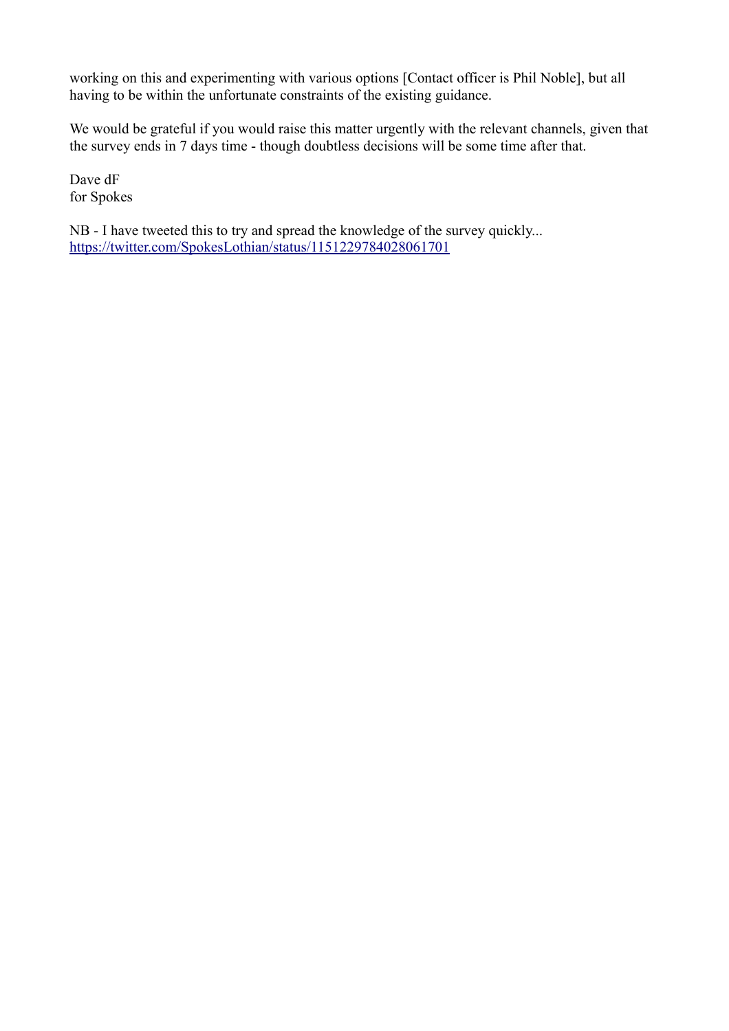working on this and experimenting with various options [Contact officer is Phil Noble], but all having to be within the unfortunate constraints of the existing guidance.

We would be grateful if you would raise this matter urgently with the relevant channels, given that the survey ends in 7 days time - though doubtless decisions will be some time after that.

Dave dF
for Spokes

NB - I have tweeted this to try and spread the knowledge of the survey quickly...
https://twitter.com/SpokesLothian/status/1151229784028061701